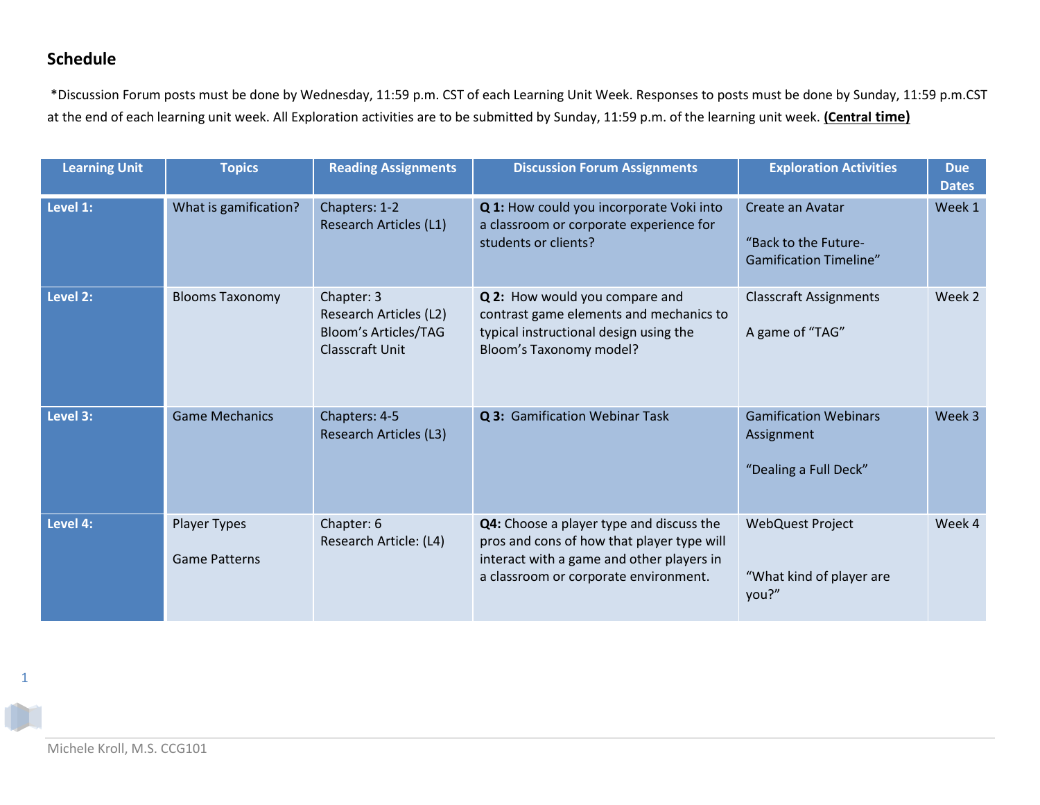## Schedule

*Discussion Forum posts must be done by Wednesday, 11:59 p.m. CST of each Learning Unit Week. Responses to posts must be done by Sunday, 11:59 p.m.CST at the end of each learning unit week. All Exploration activities are to be submitted by Sunday, 11:59 p.m. of the learning unit week. **(Central time)**

| Learning Unit | Topics | Reading Assignments | Discussion Forum Assignments | Exploration Activities | Due Dates |
|---|---|---|---|---|---|
| **Level 1:** | What is gamification? | Chapters: 1-2<br>Research Articles (L1) | **Q 1:** How could you incorporate Voki into a classroom or corporate experience for students or clients? | Create an Avatar<br><br>“Back to the Future- Gamification Timeline” | Week 1 |
| **Level 2:** | Blooms Taxonomy | Chapter: 3<br>Research Articles (L2)<br>Bloom’s Articles/TAG<br>Classcraft Unit | **Q 2:** How would you compare and contrast game elements and mechanics to typical instructional design using the Bloom’s Taxonomy model? | Classcraft Assignments<br><br>A game of “TAG” | Week 2 |
| **Level 3:** | Game Mechanics | Chapters: 4-5<br>Research Articles (L3) | **Q 3:** Gamification Webinar Task | Gamification Webinars Assignment<br><br>“Dealing a Full Deck” | Week 3 |
| **Level 4:** | Player Types<br><br>Game Patterns | Chapter: 6<br>Research Article: (L4) | **Q4:** Choose a player type and discuss the pros and cons of how that player type will interact with a game and other players in a classroom or corporate environment. | WebQuest Project<br><br>“What kind of player are you?” | Week 4 |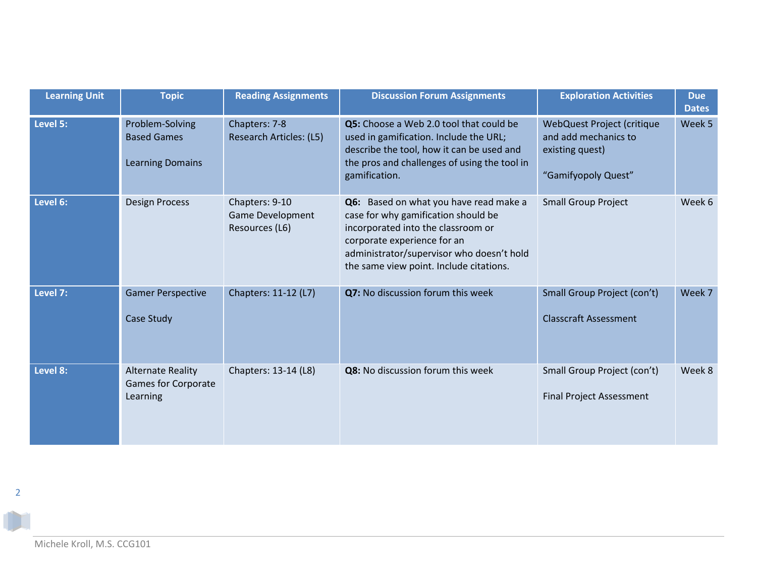| Learning Unit | Topic | Reading Assignments | Discussion Forum Assignments | Exploration Activities | Due Dates |
|---|---|---|---|---|---|
| **Level 5:** | Problem-Solving Based Games<br><br>Learning Domains | Chapters: 7-8<br>Research Articles: (L5) | **Q5:** Choose a Web 2.0 tool that could be used in gamification. Include the URL; describe the tool, how it can be used and the pros and challenges of using the tool in gamification. | WebQuest Project (critique and add mechanics to existing quest)<br><br>"Gamifyopoly Quest" | Week 5 |
| **Level 6:** | Design Process | Chapters: 9-10<br>Game Development Resources (L6) | **Q6:** Based on what you have read make a case for why gamification should be incorporated into the classroom or corporate experience for an administrator/supervisor who doesn't hold the same view point. Include citations. | Small Group Project | Week 6 |
| **Level 7:** | Gamer Perspective<br><br>Case Study | Chapters: 11-12 (L7) | **Q7:** No discussion forum this week | Small Group Project (con't)<br><br>Classcraft Assessment | Week 7 |
| **Level 8:** | Alternate Reality Games for Corporate Learning | Chapters: 13-14 (L8) | **Q8:** No discussion forum this week | Small Group Project (con't)<br><br>Final Project Assessment | Week 8 |